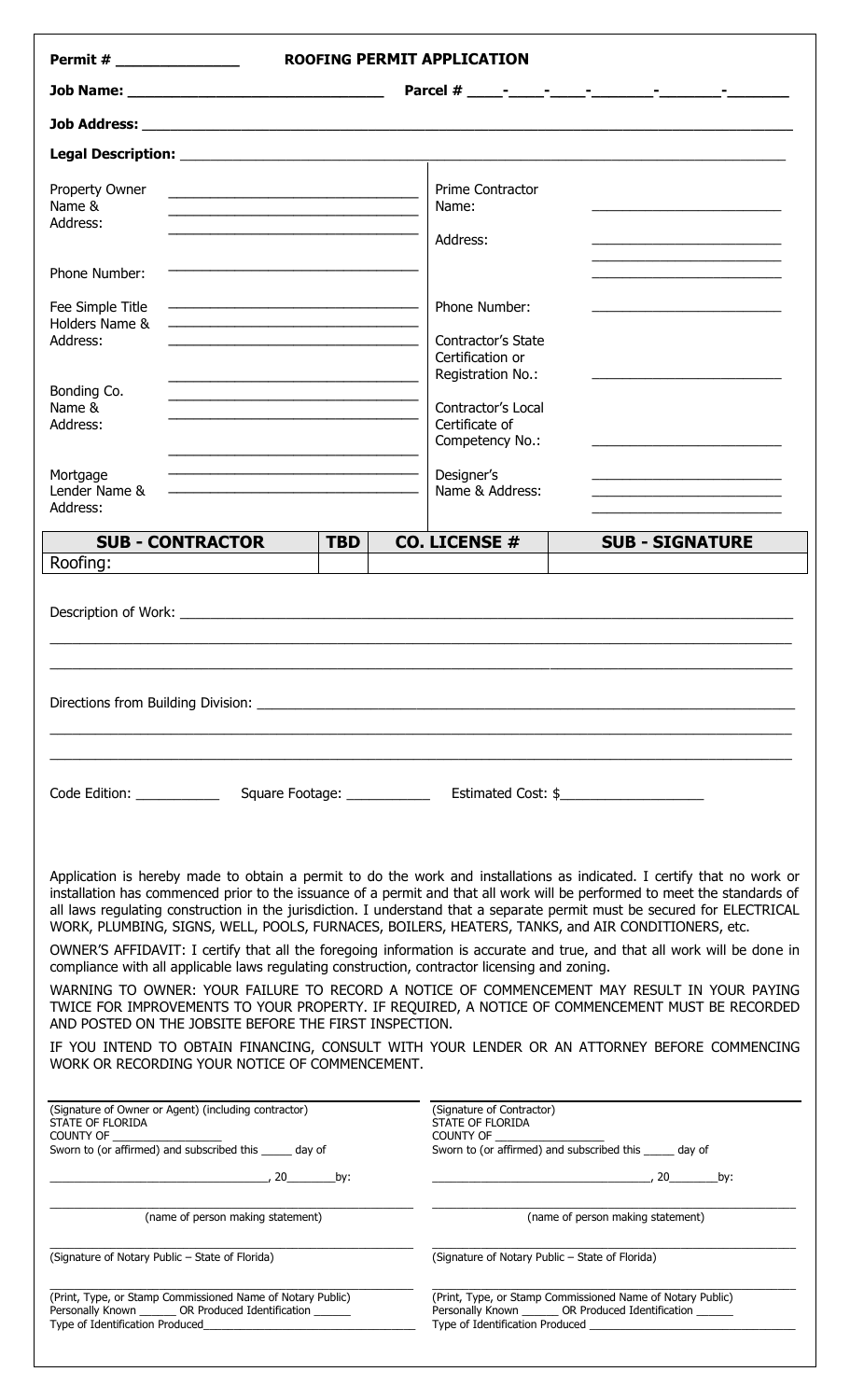**Permit # ______________** **ROOFING PERMIT APPLICATION**

**Job Name: ______________________________** **Parcel # ____-____-____-_______-_______-_______**

**Job Address: ______________________________________________________________**

**Legal Description: ______________________________________________________________**

| | | | |
|---|---|---|---|
| Property Owner Name & Address: | ______________________________ ______________________________ ______________________________ | Prime Contractor Name: | ________________________ |
| | | Address: | ________________________ ________________________ |
| Phone Number: | ______________________________ | | |
| Fee Simple Title Holders Name & Address: | ______________________________ ______________________________ ______________________________ | Phone Number: | ________________________ |
| | | Contractor's State Certification or Registration No.: | ________________________ |
| Bonding Co. Name & Address: | ______________________________ ______________________________ ______________________________ | Contractor's Local Certificate of Competency No.: | ________________________ |
| Mortgage Lender Name & Address: | ______________________________ ______________________________ | Designer's Name & Address: | ________________________ ________________________ ________________________ |

| SUB - CONTRACTOR | TBD | CO. LICENSE # | SUB - SIGNATURE |
|---|---|---|---|
| Roofing: | | | |

Description of Work: ______________________________________________________________

______________________________________________________________

______________________________________________________________

Directions from Building Division: ______________________________________________________________

______________________________________________________________

______________________________________________________________

Code Edition: ___________ Square Footage: ___________ Estimated Cost: $___________________

Application is hereby made to obtain a permit to do the work and installations as indicated. I certify that no work or installation has commenced prior to the issuance of a permit and that all work will be performed to meet the standards of all laws regulating construction in the jurisdiction. I understand that a separate permit must be secured for ELECTRICAL WORK, PLUMBING, SIGNS, WELL, POOLS, FURNACES, BOILERS, HEATERS, TANKS, and AIR CONDITIONERS, etc.

OWNER'S AFFIDAVIT: I certify that all the foregoing information is accurate and true, and that all work will be done in compliance with all applicable laws regulating construction, contractor licensing and zoning.

WARNING TO OWNER: YOUR FAILURE TO RECORD A NOTICE OF COMMENCEMENT MAY RESULT IN YOUR PAYING TWICE FOR IMPROVEMENTS TO YOUR PROPERTY. IF REQUIRED, A NOTICE OF COMMENCEMENT MUST BE RECORDED AND POSTED ON THE JOBSITE BEFORE THE FIRST INSPECTION.

IF YOU INTEND TO OBTAIN FINANCING, CONSULT WITH YOUR LENDER OR AN ATTORNEY BEFORE COMMENCING WORK OR RECORDING YOUR NOTICE OF COMMENCEMENT.

______________________________________________

(Signature of Owner or Agent) (including contractor)
STATE OF FLORIDA
COUNTY OF ________________
Sworn to (or affirmed) and subscribed this _____ day of

______________________________, 20________by:

______________________________________________
(name of person making statement)

______________________________________________
(Signature of Notary Public – State of Florida)

______________________________________________
(Print, Type, or Stamp Commissioned Name of Notary Public)
Personally Known ______ OR Produced Identification ______
Type of Identification Produced________________________________

______________________________________________

(Signature of Contractor)
STATE OF FLORIDA
COUNTY OF ________________
Sworn to (or affirmed) and subscribed this _____ day of

______________________________, 20________by:

______________________________________________
(name of person making statement)

______________________________________________
(Signature of Notary Public – State of Florida)

______________________________________________
(Print, Type, or Stamp Commissioned Name of Notary Public)
Personally Known ______ OR Produced Identification ______
Type of Identification Produced ________________________________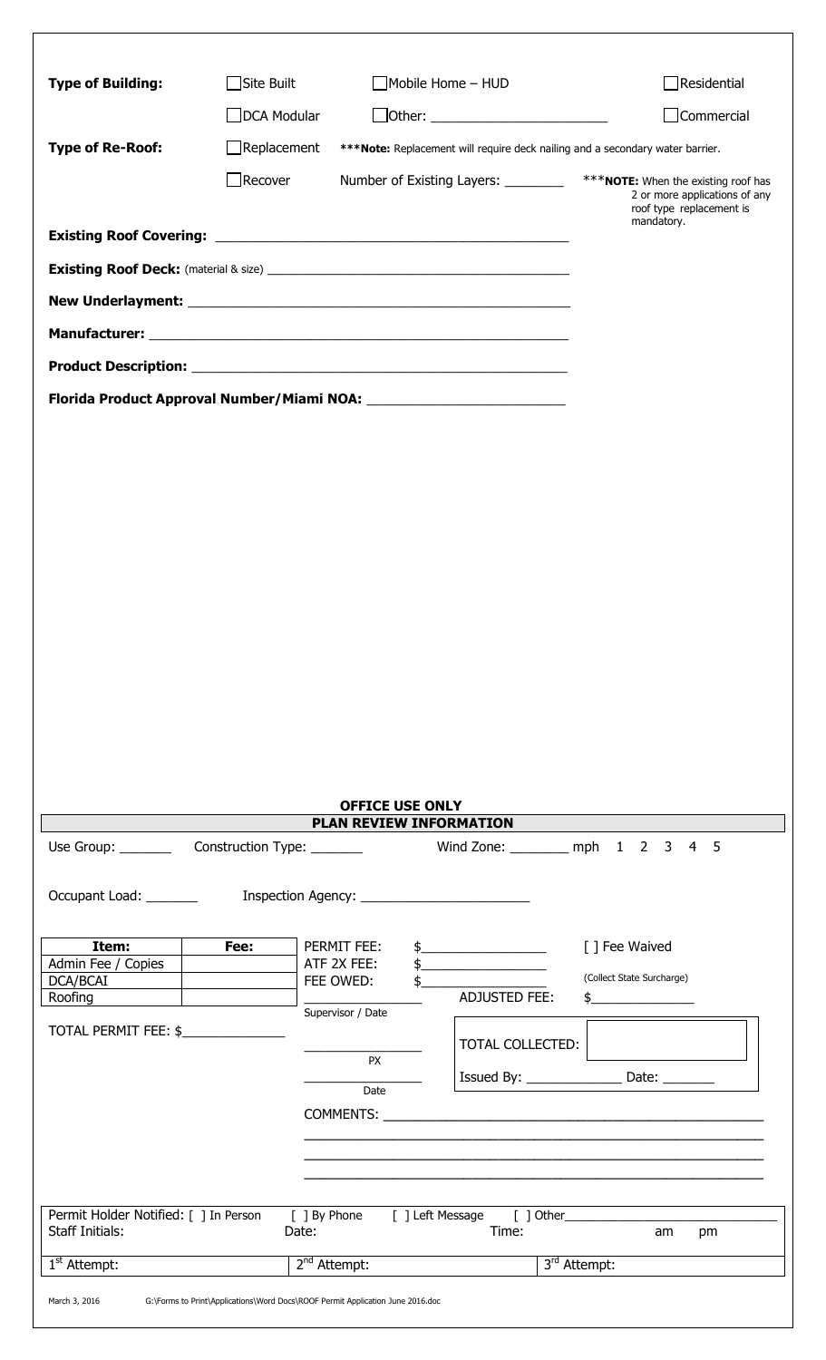**Type of Building:** ☐ Site Built ☐ Mobile Home – HUD ☐ Residential

☐ DCA Modular ☐ Other: ________________________ ☐ Commercial

**Type of Re-Roof:** ☐ Replacement ***Note:** Replacement will require deck nailing and a secondary water barrier.

☐ Recover Number of Existing Layers: ________ ***NOTE:** When the existing roof has 2 or more applications of any roof type replacement is mandatory.

**Existing Roof Covering:** ______________________________________________

**Existing Roof Deck:** (material & size) ______________________________________________

**New Underlayment:** ______________________________________________

**Manufacturer:** ______________________________________________

**Product Description:** ______________________________________________

**Florida Product Approval Number/Miami NOA:** _________________________

**OFFICE USE ONLY**

**PLAN REVIEW INFORMATION**

Use Group: _______ Construction Type: _______ Wind Zone: ________ mph 1 2 3 4 5

Occupant Load: _______ Inspection Agency: _______________________

| Item: | Fee: |
|---|---|
| Admin Fee / Copies | |
| DCA/BCAI | |
| Roofing | |

TOTAL PERMIT FEE: $_____________

PERMIT FEE: $_________________

ATF 2X FEE: $_________________

FEE OWED: $_________________

_________________
Supervisor / Date

_________________
PX

_________________
Date

[ ] Fee Waived

(Collect State Surcharge)

ADJUSTED FEE: $______________

TOTAL COLLECTED:

Issued By: _____________ Date: _______

COMMENTS: ______________________________________________________

______________________________________________________

______________________________________________________

______________________________________________________

Permit Holder Notified: [ ] In Person [ ] By Phone [ ] Left Message [ ] Other________________

Staff Initials: Date: Time: am pm

| | | |
|---|---|---|
| 1st Attempt: | 2nd Attempt: | 3rd Attempt: |

March 3, 2016 G:\Forms to Print\Applications\Word Docs\ROOF Permit Application June 2016.doc